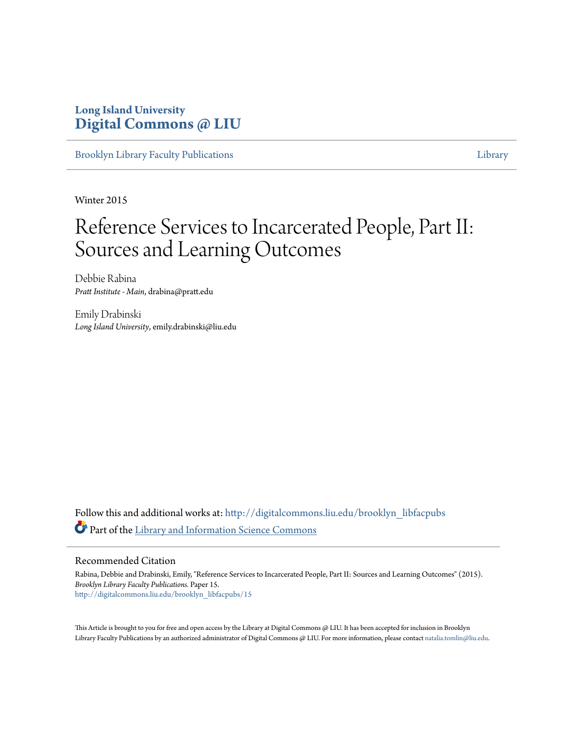**Long Island University**
**Digital Commons @ LIU**

Brooklyn Library Faculty Publications | Library

Winter 2015

# Reference Services to Incarcerated People, Part II: Sources and Learning Outcomes

Debbie Rabina
*Pratt Institute - Main*, drabina@pratt.edu

Emily Drabinski
*Long Island University*, emily.drabinski@liu.edu

Follow this and additional works at: http://digitalcommons.liu.edu/brooklyn_libfacpubs

Part of the Library and Information Science Commons

## Recommended Citation

Rabina, Debbie and Drabinski, Emily, "Reference Services to Incarcerated People, Part II: Sources and Learning Outcomes" (2015). *Brooklyn Library Faculty Publications.* Paper 15.
http://digitalcommons.liu.edu/brooklyn_libfacpubs/15

This Article is brought to you for free and open access by the Library at Digital Commons @ LIU. It has been accepted for inclusion in Brooklyn Library Faculty Publications by an authorized administrator of Digital Commons @ LIU. For more information, please contact natalia.tomlin@liu.edu.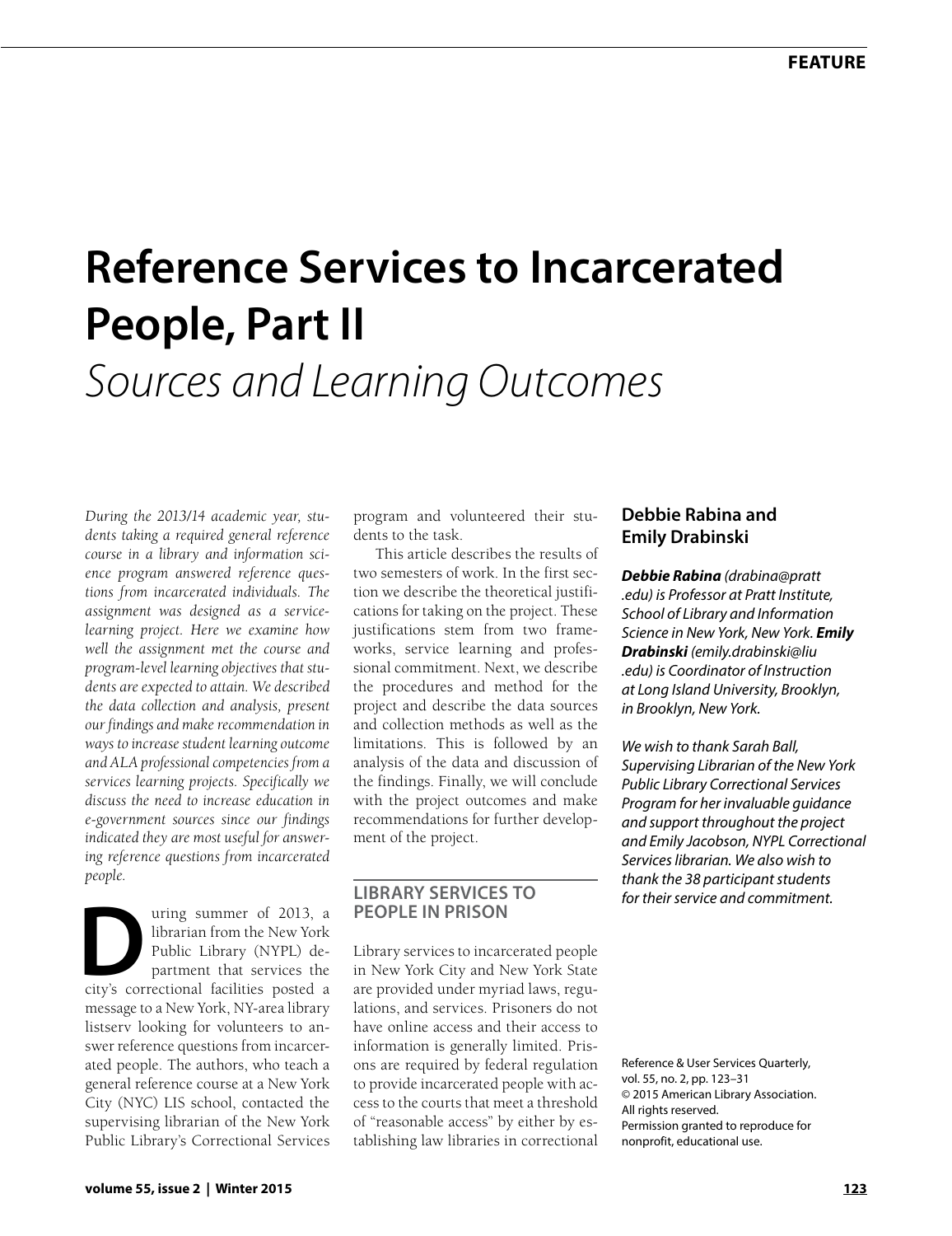# Reference Services to Incarcerated People, Part II

## *Sources and Learning Outcomes*

*During the 2013/14 academic year, students taking a required general reference course in a library and information science program answered reference questions from incarcerated individuals. The assignment was designed as a service-learning project. Here we examine how well the assignment met the course and program-level learning objectives that students are expected to attain. We described the data collection and analysis, present our findings and make recommendation in ways to increase student learning outcome and ALA professional competencies from a services learning projects. Specifically we discuss the need to increase education in e-government sources since our findings indicated they are most useful for answering reference questions from incarcerated people.*

During summer of 2013, a librarian from the New York Public Library (NYPL) department that services the city's correctional facilities posted a message to a New York, NY-area library listserv looking for volunteers to answer reference questions from incarcerated people. The authors, who teach a general reference course at a New York City (NYC) LIS school, contacted the supervising librarian of the New York Public Library's Correctional Services program and volunteered their students to the task.

This article describes the results of two semesters of work. In the first section we describe the theoretical justifications for taking on the project. These justifications stem from two frameworks, service learning and professional commitment. Next, we describe the procedures and method for the project and describe the data sources and collection methods as well as the limitations. This is followed by an analysis of the data and discussion of the findings. Finally, we will conclude with the project outcomes and make recommendations for further development of the project.

## LIBRARY SERVICES TO PEOPLE IN PRISON

Library services to incarcerated people in New York City and New York State are provided under myriad laws, regulations, and services. Prisoners do not have online access and their access to information is generally limited. Prisons are required by federal regulation to provide incarcerated people with access to the courts that meet a threshold of "reasonable access" by either by establishing law libraries in correctional

**Debbie Rabina and Emily Drabinski**

***Debbie Rabina*** *(drabina@pratt.edu) is Professor at Pratt Institute, School of Library and Information Science in New York, New York.* ***Emily Drabinski*** *(emily.drabinski@liu.edu) is Coordinator of Instruction at Long Island University, Brooklyn, in Brooklyn, New York.*

*We wish to thank Sarah Ball, Supervising Librarian of the New York Public Library Correctional Services Program for her invaluable guidance and support throughout the project and Emily Jacobson, NYPL Correctional Services librarian. We also wish to thank the 38 participant students for their service and commitment.*

Reference & User Services Quarterly, vol. 55, no. 2, pp. 123–31
© 2015 American Library Association. All rights reserved.
Permission granted to reproduce for nonprofit, educational use.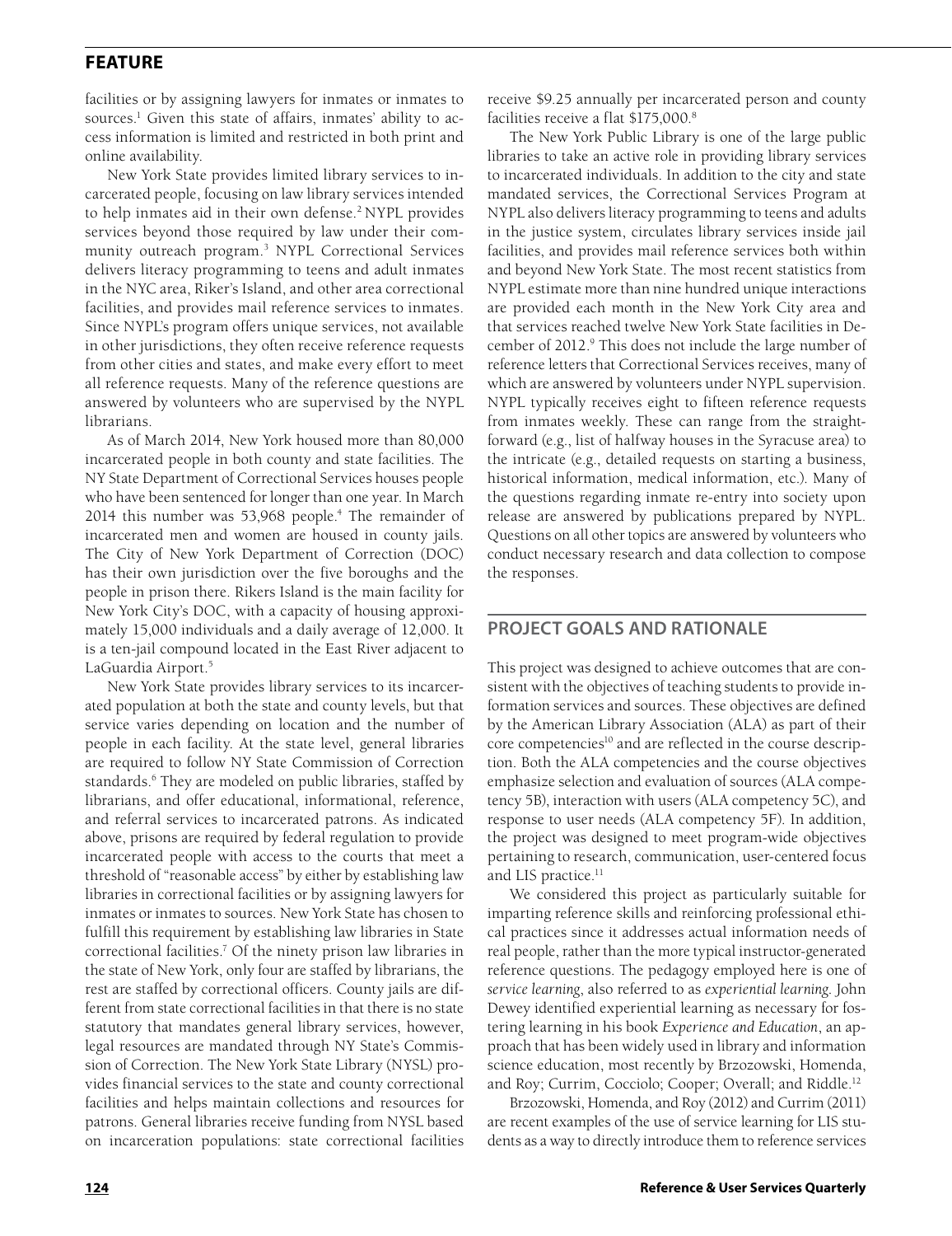facilities or by assigning lawyers for inmates or inmates to sources.[1] Given this state of affairs, inmates' ability to access information is limited and restricted in both print and online availability.

New York State provides limited library services to incarcerated people, focusing on law library services intended to help inmates aid in their own defense.[2] NYPL provides services beyond those required by law under their community outreach program.[3] NYPL Correctional Services delivers literacy programming to teens and adult inmates in the NYC area, Riker's Island, and other area correctional facilities, and provides mail reference services to inmates. Since NYPL's program offers unique services, not available in other jurisdictions, they often receive reference requests from other cities and states, and make every effort to meet all reference requests. Many of the reference questions are answered by volunteers who are supervised by the NYPL librarians.

As of March 2014, New York housed more than 80,000 incarcerated people in both county and state facilities. The NY State Department of Correctional Services houses people who have been sentenced for longer than one year. In March 2014 this number was 53,968 people.[4] The remainder of incarcerated men and women are housed in county jails. The City of New York Department of Correction (DOC) has their own jurisdiction over the five boroughs and the people in prison there. Rikers Island is the main facility for New York City's DOC, with a capacity of housing approximately 15,000 individuals and a daily average of 12,000. It is a ten-jail compound located in the East River adjacent to LaGuardia Airport.[5]

New York State provides library services to its incarcerated population at both the state and county levels, but that service varies depending on location and the number of people in each facility. At the state level, general libraries are required to follow NY State Commission of Correction standards.[6] They are modeled on public libraries, staffed by librarians, and offer educational, informational, reference, and referral services to incarcerated patrons. As indicated above, prisons are required by federal regulation to provide incarcerated people with access to the courts that meet a threshold of "reasonable access" by either by establishing law libraries in correctional facilities or by assigning lawyers for inmates or inmates to sources. New York State has chosen to fulfill this requirement by establishing law libraries in State correctional facilities.[7] Of the ninety prison law libraries in the state of New York, only four are staffed by librarians, the rest are staffed by correctional officers. County jails are different from state correctional facilities in that there is no state statutory that mandates general library services, however, legal resources are mandated through NY State's Commission of Correction. The New York State Library (NYSL) provides financial services to the state and county correctional facilities and helps maintain collections and resources for patrons. General libraries receive funding from NYSL based on incarceration populations: state correctional facilities receive $9.25 annually per incarcerated person and county facilities receive a flat $175,000.[8]

The New York Public Library is one of the large public libraries to take an active role in providing library services to incarcerated individuals. In addition to the city and state mandated services, the Correctional Services Program at NYPL also delivers literacy programming to teens and adults in the justice system, circulates library services inside jail facilities, and provides mail reference services both within and beyond New York State. The most recent statistics from NYPL estimate more than nine hundred unique interactions are provided each month in the New York City area and that services reached twelve New York State facilities in December of 2012.[9] This does not include the large number of reference letters that Correctional Services receives, many of which are answered by volunteers under NYPL supervision. NYPL typically receives eight to fifteen reference requests from inmates weekly. These can range from the straightforward (e.g., list of halfway houses in the Syracuse area) to the intricate (e.g., detailed requests on starting a business, historical information, medical information, etc.). Many of the questions regarding inmate re-entry into society upon release are answered by publications prepared by NYPL. Questions on all other topics are answered by volunteers who conduct necessary research and data collection to compose the responses.

## PROJECT GOALS AND RATIONALE

This project was designed to achieve outcomes that are consistent with the objectives of teaching students to provide information services and sources. These objectives are defined by the American Library Association (ALA) as part of their core competencies[10] and are reflected in the course description. Both the ALA competencies and the course objectives emphasize selection and evaluation of sources (ALA competency 5B), interaction with users (ALA competency 5C), and response to user needs (ALA competency 5F). In addition, the project was designed to meet program-wide objectives pertaining to research, communication, user-centered focus and LIS practice.[11]

We considered this project as particularly suitable for imparting reference skills and reinforcing professional ethical practices since it addresses actual information needs of real people, rather than the more typical instructor-generated reference questions. The pedagogy employed here is one of *service learning*, also referred to as *experiential learning*. John Dewey identified experiential learning as necessary for fostering learning in his book *Experience and Education*, an approach that has been widely used in library and information science education, most recently by Brzozowski, Homenda, and Roy; Currim, Cocciolo; Cooper; Overall; and Riddle.[12]

Brzozowski, Homenda, and Roy (2012) and Currim (2011) are recent examples of the use of service learning for LIS students as a way to directly introduce them to reference services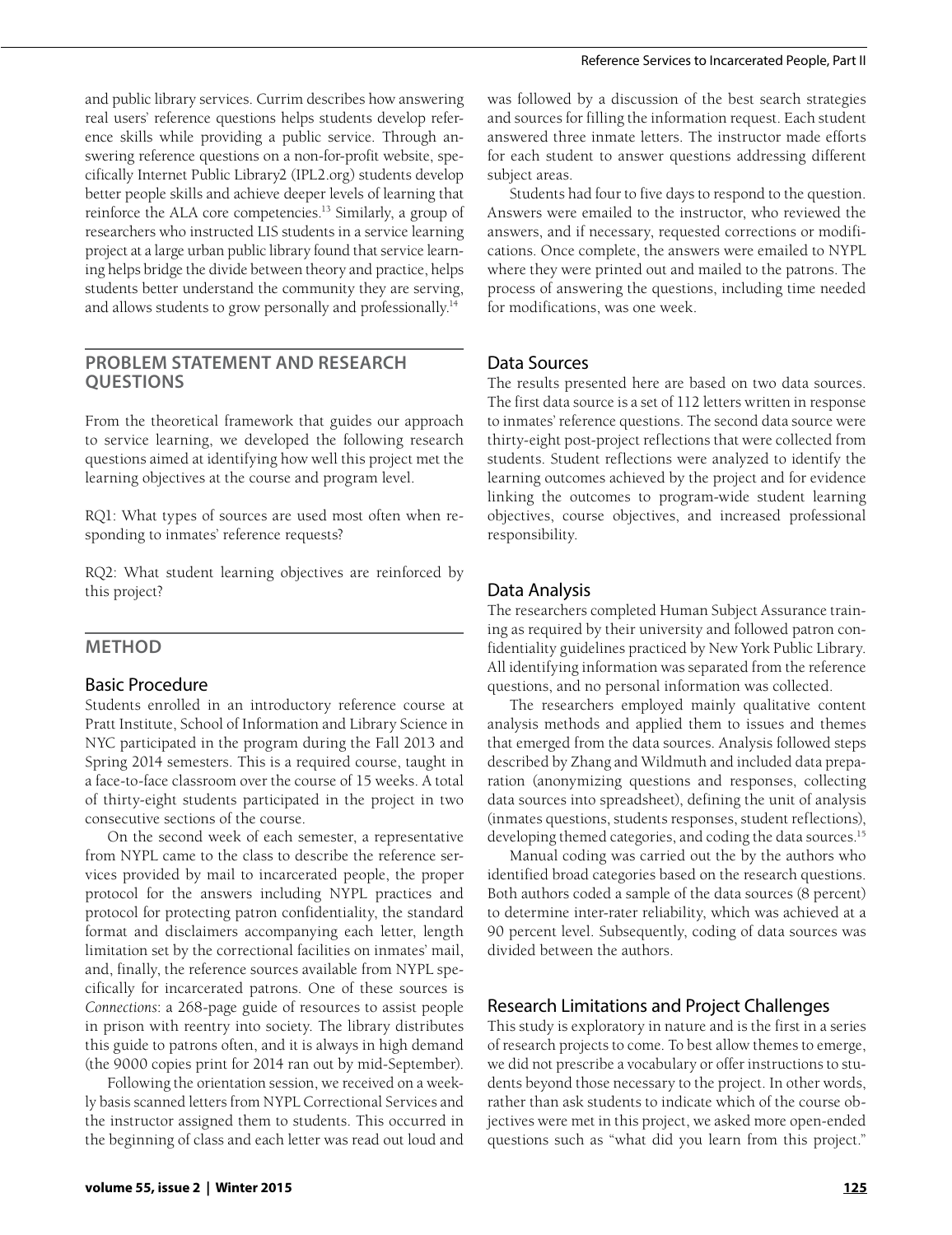and public library services. Currim describes how answering real users' reference questions helps students develop reference skills while providing a public service. Through answering reference questions on a non-for-profit website, specifically Internet Public Library2 (IPL2.org) students develop better people skills and achieve deeper levels of learning that reinforce the ALA core competencies.[13] Similarly, a group of researchers who instructed LIS students in a service learning project at a large urban public library found that service learning helps bridge the divide between theory and practice, helps students better understand the community they are serving, and allows students to grow personally and professionally.[14]

## PROBLEM STATEMENT AND RESEARCH QUESTIONS

From the theoretical framework that guides our approach to service learning, we developed the following research questions aimed at identifying how well this project met the learning objectives at the course and program level.

RQ1: What types of sources are used most often when responding to inmates' reference requests?

RQ2: What student learning objectives are reinforced by this project?

## METHOD

### Basic Procedure

Students enrolled in an introductory reference course at Pratt Institute, School of Information and Library Science in NYC participated in the program during the Fall 2013 and Spring 2014 semesters. This is a required course, taught in a face-to-face classroom over the course of 15 weeks. A total of thirty-eight students participated in the project in two consecutive sections of the course.

On the second week of each semester, a representative from NYPL came to the class to describe the reference services provided by mail to incarcerated people, the proper protocol for the answers including NYPL practices and protocol for protecting patron confidentiality, the standard format and disclaimers accompanying each letter, length limitation set by the correctional facilities on inmates' mail, and, finally, the reference sources available from NYPL specifically for incarcerated patrons. One of these sources is *Connections*: a 268-page guide of resources to assist people in prison with reentry into society. The library distributes this guide to patrons often, and it is always in high demand (the 9000 copies print for 2014 ran out by mid-September).

Following the orientation session, we received on a weekly basis scanned letters from NYPL Correctional Services and the instructor assigned them to students. This occurred in the beginning of class and each letter was read out loud and was followed by a discussion of the best search strategies and sources for filling the information request. Each student answered three inmate letters. The instructor made efforts for each student to answer questions addressing different subject areas.

Students had four to five days to respond to the question. Answers were emailed to the instructor, who reviewed the answers, and if necessary, requested corrections or modifications. Once complete, the answers were emailed to NYPL where they were printed out and mailed to the patrons. The process of answering the questions, including time needed for modifications, was one week.

### Data Sources

The results presented here are based on two data sources. The first data source is a set of 112 letters written in response to inmates' reference questions. The second data source were thirty-eight post-project reflections that were collected from students. Student reflections were analyzed to identify the learning outcomes achieved by the project and for evidence linking the outcomes to program-wide student learning objectives, course objectives, and increased professional responsibility.

### Data Analysis

The researchers completed Human Subject Assurance training as required by their university and followed patron confidentiality guidelines practiced by New York Public Library. All identifying information was separated from the reference questions, and no personal information was collected.

The researchers employed mainly qualitative content analysis methods and applied them to issues and themes that emerged from the data sources. Analysis followed steps described by Zhang and Wildmuth and included data preparation (anonymizing questions and responses, collecting data sources into spreadsheet), defining the unit of analysis (inmates questions, students responses, student reflections), developing themed categories, and coding the data sources.[15]

Manual coding was carried out the by the authors who identified broad categories based on the research questions. Both authors coded a sample of the data sources (8 percent) to determine inter-rater reliability, which was achieved at a 90 percent level. Subsequently, coding of data sources was divided between the authors.

### Research Limitations and Project Challenges

This study is exploratory in nature and is the first in a series of research projects to come. To best allow themes to emerge, we did not prescribe a vocabulary or offer instructions to students beyond those necessary to the project. In other words, rather than ask students to indicate which of the course objectives were met in this project, we asked more open-ended questions such as "what did you learn from this project."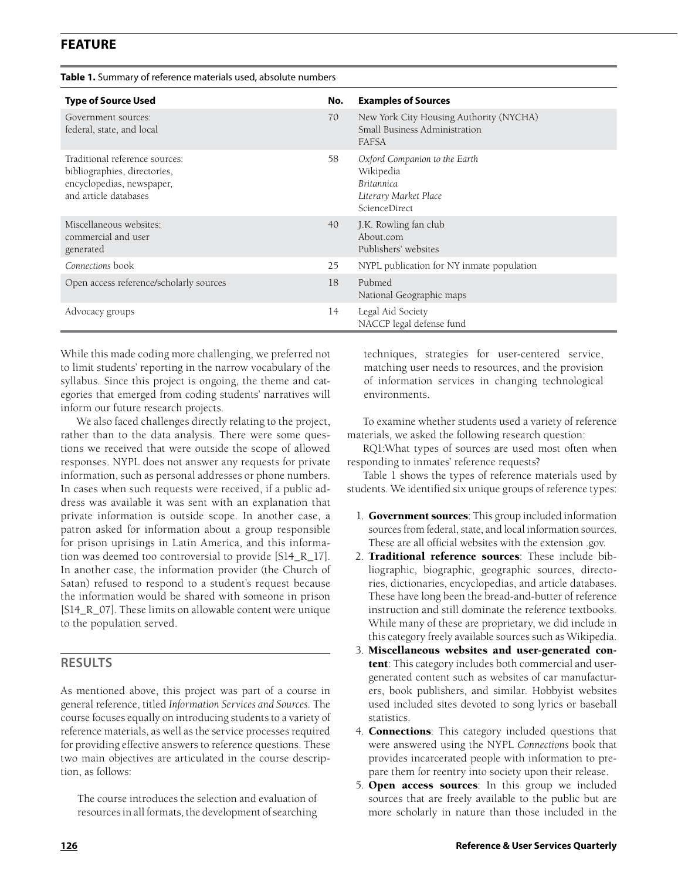**Table 1.** Summary of reference materials used, absolute numbers

| Type of Source Used | No. | Examples of Sources |
|---|---|---|
| Government sources: federal, state, and local | 70 | New York City Housing Authority (NYCHA)<br>Small Business Administration<br>FAFSA |
| Traditional reference sources: bibliographies, directories, encyclopedias, newspaper, and article databases | 58 | *Oxford Companion to the Earth*<br>Wikipedia<br>*Britannica*<br>*Literary Market Place*<br>ScienceDirect |
| Miscellaneous websites: commercial and user generated | 40 | J.K. Rowling fan club<br>About.com<br>Publishers' websites |
| *Connections* book | 25 | NYPL publication for NY inmate population |
| Open access reference/scholarly sources | 18 | Pubmed<br>National Geographic maps |
| Advocacy groups | 14 | Legal Aid Society<br>NACCP legal defense fund |

While this made coding more challenging, we preferred not to limit students' reporting in the narrow vocabulary of the syllabus. Since this project is ongoing, the theme and categories that emerged from coding students' narratives will inform our future research projects.

We also faced challenges directly relating to the project, rather than to the data analysis. There were some questions we received that were outside the scope of allowed responses. NYPL does not answer any requests for private information, such as personal addresses or phone numbers. In cases when such requests were received, if a public address was available it was sent with an explanation that private information is outside scope. In another case, a patron asked for information about a group responsible for prison uprisings in Latin America, and this information was deemed too controversial to provide [S14_R_17]. In another case, the information provider (the Church of Satan) refused to respond to a student's request because the information would be shared with someone in prison [S14_R_07]. These limits on allowable content were unique to the population served.

## RESULTS

As mentioned above, this project was part of a course in general reference, titled *Information Services and Sources*. The course focuses equally on introducing students to a variety of reference materials, as well as the service processes required for providing effective answers to reference questions. These two main objectives are articulated in the course description, as follows:

> The course introduces the selection and evaluation of resources in all formats, the development of searching techniques, strategies for user-centered service, matching user needs to resources, and the provision of information services in changing technological environments.

To examine whether students used a variety of reference materials, we asked the following research question:

RQ1:What types of sources are used most often when responding to inmates' reference requests?

Table 1 shows the types of reference materials used by students. We identified six unique groups of reference types:

1. **Government sources**: This group included information sources from federal, state, and local information sources. These are all official websites with the extension .gov.
2. **Traditional reference sources**: These include bibliographic, biographic, geographic sources, directories, dictionaries, encyclopedias, and article databases. These have long been the bread-and-butter of reference instruction and still dominate the reference textbooks. While many of these are proprietary, we did include in this category freely available sources such as Wikipedia.
3. **Miscellaneous websites and user-generated content**: This category includes both commercial and user-generated content such as websites of car manufacturers, book publishers, and similar. Hobbyist websites used included sites devoted to song lyrics or baseball statistics.
4. **Connections**: This category included questions that were answered using the NYPL *Connections* book that provides incarcerated people with information to prepare them for reentry into society upon their release.
5. **Open access sources**: In this group we included sources that are freely available to the public but are more scholarly in nature than those included in the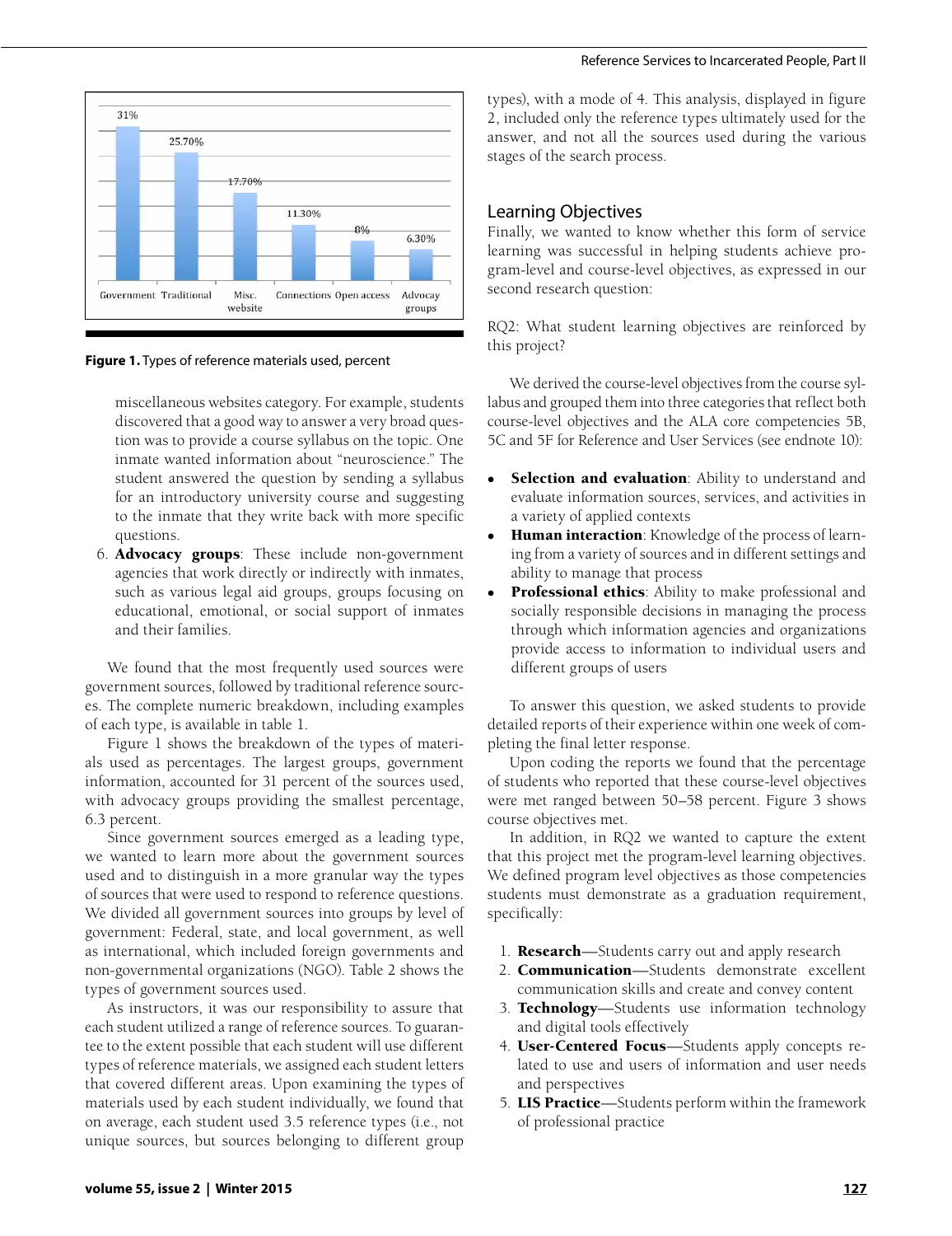Figure 1. Types of reference materials used, percent

miscellaneous websites category. For example, students discovered that a good way to answer a very broad question was to provide a course syllabus on the topic. One inmate wanted information about "neuroscience." The student answered the question by sending a syllabus for an introductory university course and suggesting to the inmate that they write back with more specific questions.

6. **Advocacy groups**: These include non-government agencies that work directly or indirectly with inmates, such as various legal aid groups, groups focusing on educational, emotional, or social support of inmates and their families.

We found that the most frequently used sources were government sources, followed by traditional reference sources. The complete numeric breakdown, including examples of each type, is available in table 1.

Figure 1 shows the breakdown of the types of materials used as percentages. The largest groups, government information, accounted for 31 percent of the sources used, with advocacy groups providing the smallest percentage, 6.3 percent.

Since government sources emerged as a leading type, we wanted to learn more about the government sources used and to distinguish in a more granular way the types of sources that were used to respond to reference questions. We divided all government sources into groups by level of government: Federal, state, and local government, as well as international, which included foreign governments and non-governmental organizations (NGO). Table 2 shows the types of government sources used.

As instructors, it was our responsibility to assure that each student utilized a range of reference sources. To guarantee to the extent possible that each student will use different types of reference materials, we assigned each student letters that covered different areas. Upon examining the types of materials used by each student individually, we found that on average, each student used 3.5 reference types (i.e., not unique sources, but sources belonging to different group types), with a mode of 4. This analysis, displayed in figure 2, included only the reference types ultimately used for the answer, and not all the sources used during the various stages of the search process.

## Learning Objectives

Finally, we wanted to know whether this form of service learning was successful in helping students achieve program-level and course-level objectives, as expressed in our second research question:

RQ2: What student learning objectives are reinforced by this project?

We derived the course-level objectives from the course syllabus and grouped them into three categories that reflect both course-level objectives and the ALA core competencies 5B, 5C and 5F for Reference and User Services (see endnote 10):

- **Selection and evaluation**: Ability to understand and evaluate information sources, services, and activities in a variety of applied contexts
- **Human interaction**: Knowledge of the process of learning from a variety of sources and in different settings and ability to manage that process
- **Professional ethics**: Ability to make professional and socially responsible decisions in managing the process through which information agencies and organizations provide access to information to individual users and different groups of users

To answer this question, we asked students to provide detailed reports of their experience within one week of completing the final letter response.

Upon coding the reports we found that the percentage of students who reported that these course-level objectives were met ranged between 50–58 percent. Figure 3 shows course objectives met.

In addition, in RQ2 we wanted to capture the extent that this project met the program-level learning objectives. We defined program level objectives as those competencies students must demonstrate as a graduation requirement, specifically:

1. **Research**—Students carry out and apply research
2. **Communication**—Students demonstrate excellent communication skills and create and convey content
3. **Technology**—Students use information technology and digital tools effectively
4. **User-Centered Focus**—Students apply concepts related to use and users of information and user needs and perspectives
5. **LIS Practice**—Students perform within the framework of professional practice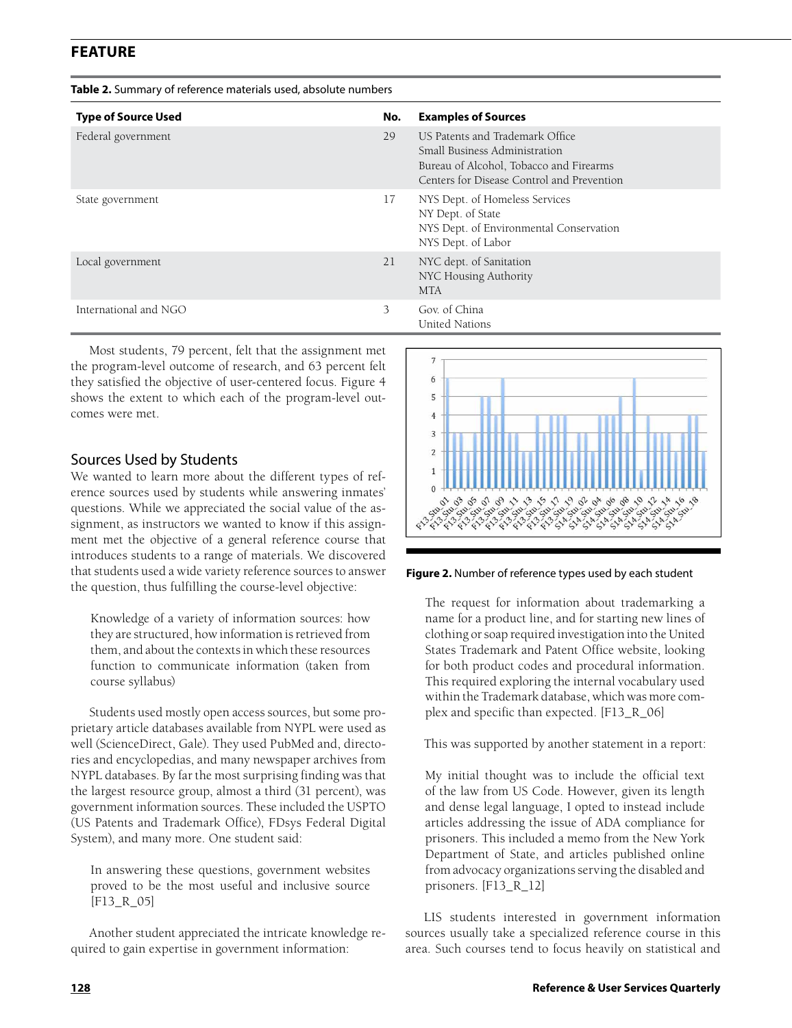**Table 2.** Summary of reference materials used, absolute numbers

| Type of Source Used | No. | Examples of Sources |
|---|---|---|
| Federal government | 29 | US Patents and Trademark Office<br>Small Business Administration<br>Bureau of Alcohol, Tobacco and Firearms<br>Centers for Disease Control and Prevention |
| State government | 17 | NYS Dept. of Homeless Services<br>NY Dept. of State<br>NYS Dept. of Environmental Conservation<br>NYS Dept. of Labor |
| Local government | 21 | NYC dept. of Sanitation<br>NYC Housing Authority<br>MTA |
| International and NGO | 3 | Gov. of China<br>United Nations |

Most students, 79 percent, felt that the assignment met the program-level outcome of research, and 63 percent felt they satisfied the objective of user-centered focus. Figure 4 shows the extent to which each of the program-level outcomes were met.

## Sources Used by Students

We wanted to learn more about the different types of reference sources used by students while answering inmates' questions. While we appreciated the social value of the assignment, as instructors we wanted to know if this assignment met the objective of a general reference course that introduces students to a range of materials. We discovered that students used a wide variety reference sources to answer the question, thus fulfilling the course-level objective:

> Knowledge of a variety of information sources: how they are structured, how information is retrieved from them, and about the contexts in which these resources function to communicate information (taken from course syllabus)

Students used mostly open access sources, but some proprietary article databases available from NYPL were used as well (ScienceDirect, Gale). They used PubMed and, directories and encyclopedias, and many newspaper archives from NYPL databases. By far the most surprising finding was that the largest resource group, almost a third (31 percent), was government information sources. These included the USPTO (US Patents and Trademark Office), FDsys Federal Digital System), and many more. One student said:

> In answering these questions, government websites proved to be the most useful and inclusive source [F13_R_05]

Another student appreciated the intricate knowledge required to gain expertise in government information:

**Figure 2.** Number of reference types used by each student

> The request for information about trademarking a name for a product line, and for starting new lines of clothing or soap required investigation into the United States Trademark and Patent Office website, looking for both product codes and procedural information. This required exploring the internal vocabulary used within the Trademark database, which was more complex and specific than expected. [F13_R_06]

This was supported by another statement in a report:

> My initial thought was to include the official text of the law from US Code. However, given its length and dense legal language, I opted to instead include articles addressing the issue of ADA compliance for prisoners. This included a memo from the New York Department of State, and articles published online from advocacy organizations serving the disabled and prisoners. [F13_R_12]

LIS students interested in government information sources usually take a specialized reference course in this area. Such courses tend to focus heavily on statistical and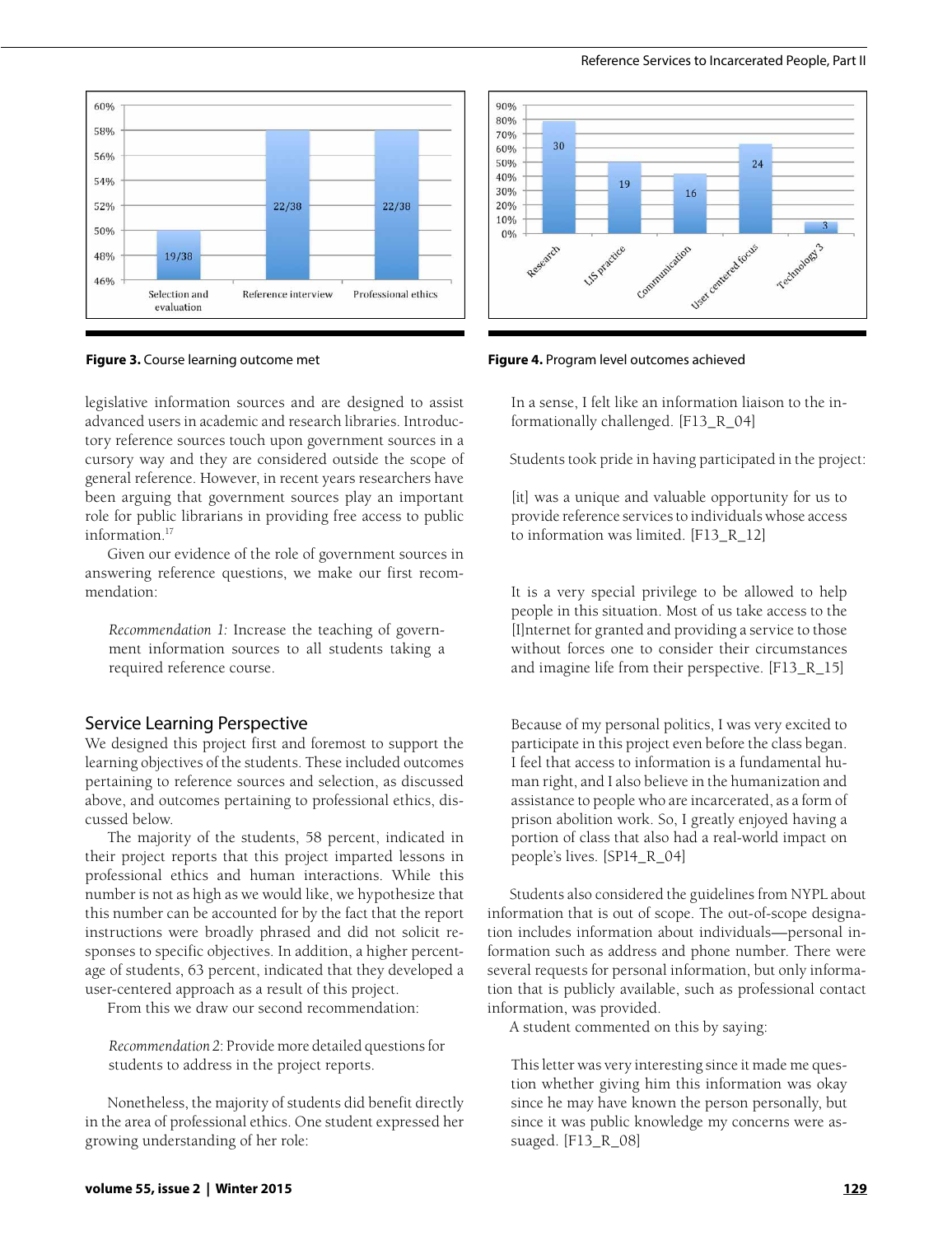Figure 3. Course learning outcome met

Figure 4. Program level outcomes achieved

legislative information sources and are designed to assist advanced users in academic and research libraries. Introductory reference sources touch upon government sources in a cursory way and they are considered outside the scope of general reference. However, in recent years researchers have been arguing that government sources play an important role for public librarians in providing free access to public information.[17]

Given our evidence of the role of government sources in answering reference questions, we make our first recommendation:

> *Recommendation 1:* Increase the teaching of government information sources to all students taking a required reference course.

## Service Learning Perspective

We designed this project first and foremost to support the learning objectives of the students. These included outcomes pertaining to reference sources and selection, as discussed above, and outcomes pertaining to professional ethics, discussed below.

The majority of the students, 58 percent, indicated in their project reports that this project imparted lessons in professional ethics and human interactions. While this number is not as high as we would like, we hypothesize that this number can be accounted for by the fact that the report instructions were broadly phrased and did not solicit responses to specific objectives. In addition, a higher percentage of students, 63 percent, indicated that they developed a user-centered approach as a result of this project.

From this we draw our second recommendation:

> *Recommendation 2:* Provide more detailed questions for students to address in the project reports.

Nonetheless, the majority of students did benefit directly in the area of professional ethics. One student expressed her growing understanding of her role:

> In a sense, I felt like an information liaison to the informationally challenged. [F13_R_04]

Students took pride in having participated in the project:

> [it] was a unique and valuable opportunity for us to provide reference services to individuals whose access to information was limited. [F13_R_12]

> It is a very special privilege to be allowed to help people in this situation. Most of us take access to the [I]nternet for granted and providing a service to those without forces one to consider their circumstances and imagine life from their perspective. [F13_R_15]

> Because of my personal politics, I was very excited to participate in this project even before the class began. I feel that access to information is a fundamental human right, and I also believe in the humanization and assistance to people who are incarcerated, as a form of prison abolition work. So, I greatly enjoyed having a portion of class that also had a real-world impact on people's lives. [SP14_R_04]

Students also considered the guidelines from NYPL about information that is out of scope. The out-of-scope designation includes information about individuals—personal information such as address and phone number. There were several requests for personal information, but only information that is publicly available, such as professional contact information, was provided.

A student commented on this by saying:

> This letter was very interesting since it made me question whether giving him this information was okay since he may have known the person personally, but since it was public knowledge my concerns were assuaged. [F13_R_08]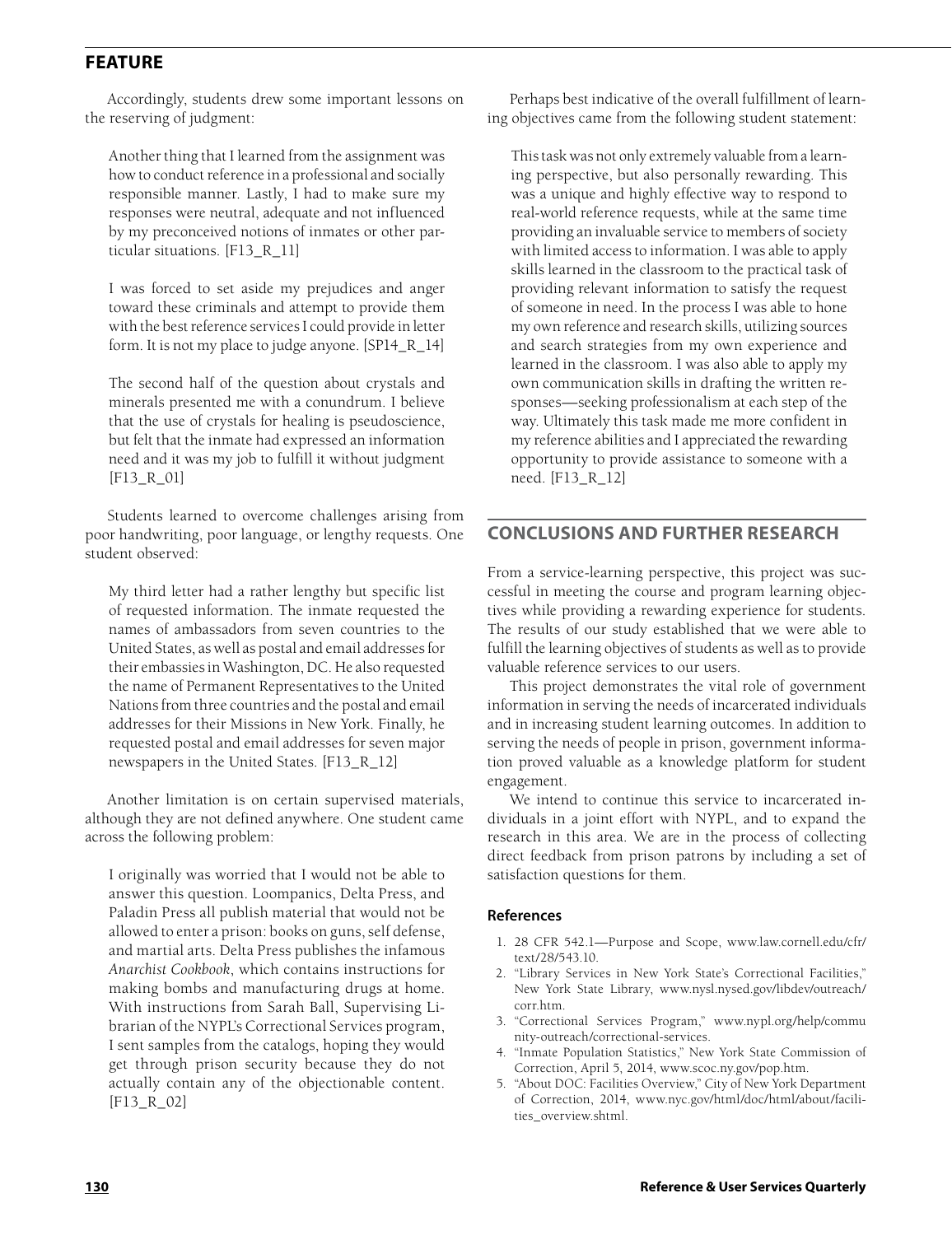Accordingly, students drew some important lessons on the reserving of judgment:

> Another thing that I learned from the assignment was how to conduct reference in a professional and socially responsible manner. Lastly, I had to make sure my responses were neutral, adequate and not influenced by my preconceived notions of inmates or other particular situations. [F13_R_11]

> I was forced to set aside my prejudices and anger toward these criminals and attempt to provide them with the best reference services I could provide in letter form. It is not my place to judge anyone. [SP14_R_14]

> The second half of the question about crystals and minerals presented me with a conundrum. I believe that the use of crystals for healing is pseudoscience, but felt that the inmate had expressed an information need and it was my job to fulfill it without judgment [F13_R_01]

Students learned to overcome challenges arising from poor handwriting, poor language, or lengthy requests. One student observed:

> My third letter had a rather lengthy but specific list of requested information. The inmate requested the names of ambassadors from seven countries to the United States, as well as postal and email addresses for their embassies in Washington, DC. He also requested the name of Permanent Representatives to the United Nations from three countries and the postal and email addresses for their Missions in New York. Finally, he requested postal and email addresses for seven major newspapers in the United States. [F13_R_12]

Another limitation is on certain supervised materials, although they are not defined anywhere. One student came across the following problem:

> I originally was worried that I would not be able to answer this question. Loompanics, Delta Press, and Paladin Press all publish material that would not be allowed to enter a prison: books on guns, self defense, and martial arts. Delta Press publishes the infamous *Anarchist Cookbook*, which contains instructions for making bombs and manufacturing drugs at home. With instructions from Sarah Ball, Supervising Librarian of the NYPL's Correctional Services program, I sent samples from the catalogs, hoping they would get through prison security because they do not actually contain any of the objectionable content. [F13_R_02]

Perhaps best indicative of the overall fulfillment of learning objectives came from the following student statement:

> This task was not only extremely valuable from a learning perspective, but also personally rewarding. This was a unique and highly effective way to respond to real-world reference requests, while at the same time providing an invaluable service to members of society with limited access to information. I was able to apply skills learned in the classroom to the practical task of providing relevant information to satisfy the request of someone in need. In the process I was able to hone my own reference and research skills, utilizing sources and search strategies from my own experience and learned in the classroom. I was also able to apply my own communication skills in drafting the written responses—seeking professionalism at each step of the way. Ultimately this task made me more confident in my reference abilities and I appreciated the rewarding opportunity to provide assistance to someone with a need. [F13_R_12]

## CONCLUSIONS AND FURTHER RESEARCH

From a service-learning perspective, this project was successful in meeting the course and program learning objectives while providing a rewarding experience for students. The results of our study established that we were able to fulfill the learning objectives of students as well as to provide valuable reference services to our users.

This project demonstrates the vital role of government information in serving the needs of incarcerated individuals and in increasing student learning outcomes. In addition to serving the needs of people in prison, government information proved valuable as a knowledge platform for student engagement.

We intend to continue this service to incarcerated individuals in a joint effort with NYPL, and to expand the research in this area. We are in the process of collecting direct feedback from prison patrons by including a set of satisfaction questions for them.

### References

1. 28 CFR 542.1—Purpose and Scope, www.law.cornell.edu/cfr/text/28/543.10.
2. "Library Services in New York State's Correctional Facilities," New York State Library, www.nysl.nysed.gov/libdev/outreach/corr.htm.
3. "Correctional Services Program," www.nypl.org/help/community-outreach/correctional-services.
4. "Inmate Population Statistics," New York State Commission of Correction, April 5, 2014, www.scoc.ny.gov/pop.htm.
5. "About DOC: Facilities Overview," City of New York Department of Correction, 2014, www.nyc.gov/html/doc/html/about/facilities_overview.shtml.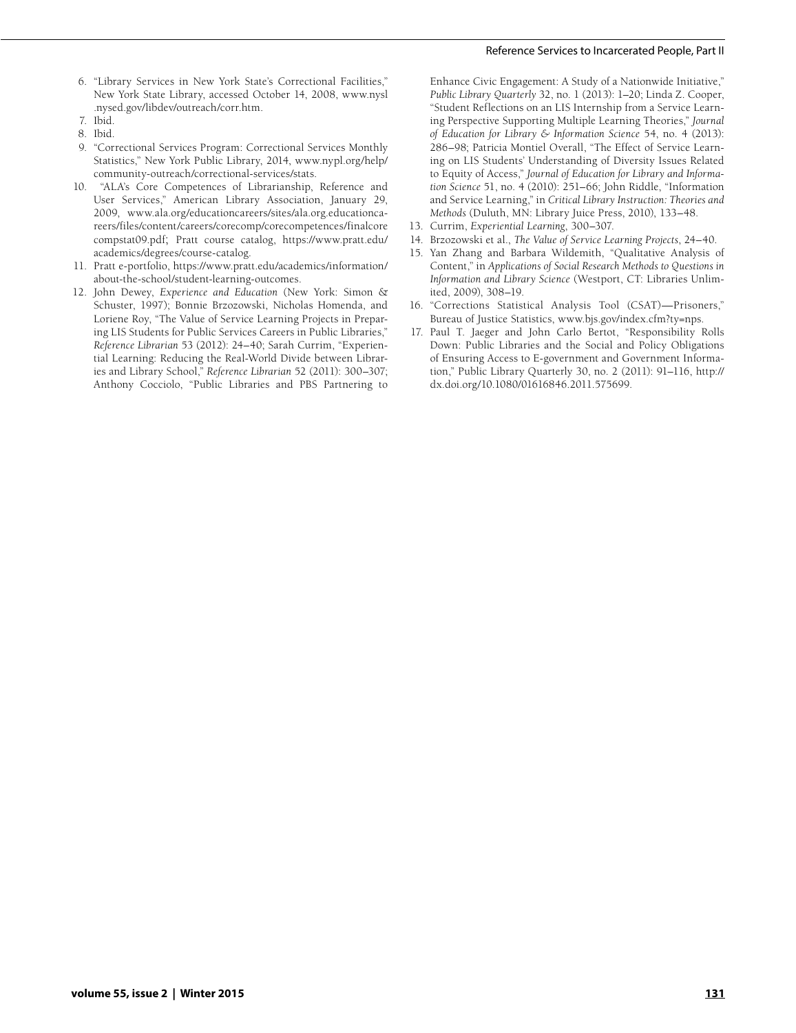6. “Library Services in New York State’s Correctional Facilities,” New York State Library, accessed October 14, 2008, www.nysl.nysed.gov/libdev/outreach/corr.htm.
7. Ibid.
8. Ibid.
9. “Correctional Services Program: Correctional Services Monthly Statistics,” New York Public Library, 2014, www.nypl.org/help/community-outreach/correctional-services/stats.
10. “ALA’s Core Competences of Librarianship, Reference and User Services,” American Library Association, January 29, 2009, www.ala.org/educationcareers/sites/ala.org.educationcareers/files/content/careers/corecomp/corecompetences/finalcorecompstat09.pdf; Pratt course catalog, https://www.pratt.edu/academics/degrees/course-catalog.
11. Pratt e-portfolio, https://www.pratt.edu/academics/information/about-the-school/student-learning-outcomes.
12. John Dewey, *Experience and Education* (New York: Simon & Schuster, 1997); Bonnie Brzozowski, Nicholas Homenda, and Loriene Roy, “The Value of Service Learning Projects in Preparing LIS Students for Public Services Careers in Public Libraries,” *Reference Librarian* 53 (2012): 24–40; Sarah Currim, “Experiential Learning: Reducing the Real-World Divide between Libraries and Library School,” *Reference Librarian* 52 (2011): 300–307; Anthony Cocciolo, “Public Libraries and PBS Partnering to Enhance Civic Engagement: A Study of a Nationwide Initiative,” *Public Library Quarterly* 32, no. 1 (2013): 1–20; Linda Z. Cooper, “Student Reflections on an LIS Internship from a Service Learning Perspective Supporting Multiple Learning Theories,” *Journal of Education for Library & Information Science* 54, no. 4 (2013): 286–98; Patricia Montiel Overall, “The Effect of Service Learning on LIS Students’ Understanding of Diversity Issues Related to Equity of Access,” *Journal of Education for Library and Information Science* 51, no. 4 (2010): 251–66; John Riddle, “Information and Service Learning,” in *Critical Library Instruction: Theories and Methods* (Duluth, MN: Library Juice Press, 2010), 133–48.
13. Currim, *Experiential Learning*, 300–307.
14. Brzozowski et al., *The Value of Service Learning Projects*, 24–40.
15. Yan Zhang and Barbara Wildemith, “Qualitative Analysis of Content,” in *Applications of Social Research Methods to Questions in Information and Library Science* (Westport, CT: Libraries Unlimited, 2009), 308–19.
16. “Corrections Statistical Analysis Tool (CSAT)—Prisoners,” Bureau of Justice Statistics, www.bjs.gov/index.cfm?ty=nps.
17. Paul T. Jaeger and John Carlo Bertot, “Responsibility Rolls Down: Public Libraries and the Social and Policy Obligations of Ensuring Access to E-government and Government Information,” Public Library Quarterly 30, no. 2 (2011): 91–116, http://dx.doi.org/10.1080/01616846.2011.575699.